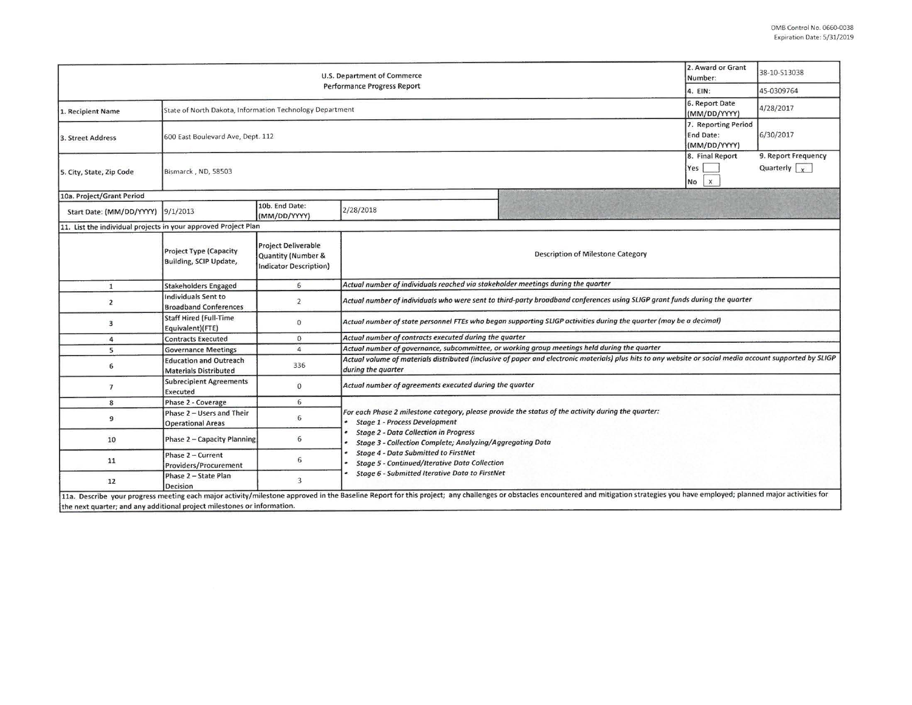OMB Control No. 0660-0038
Expiration Date: 5/31/2019

| U.S. Department of Commerce Performance Progress Report | | | | 2. Award or Grant Number: | 38-10-S13038 |
|---|---|---|---|---|---|
| | | | | 4. EIN: | 45-0309764 |
| 1. Recipient Name | State of North Dakota, Information Technology Department | | | 6. Report Date (MM/DD/YYYY) | 4/28/2017 |
| 3. Street Address | 600 East Boulevard Ave, Dept. 112 | | | 7. Reporting Period End Date: (MM/DD/YYYY) | 6/30/2017 |
| 5. City, State, Zip Code | Bismarck , ND, 58503 | | | 8. Final Report Yes [ ] No [x] | 9. Report Frequency Quarterly [x] |
| 10a. Project/Grant Period | | | | | |
| Start Date: (MM/DD/YYYY) | 9/1/2013 | 10b. End Date: (MM/DD/YYYY) | 2/28/2018 | | |

11. List the individual projects in your approved Project Plan

| | Project Type (Capacity Building, SCIP Update, | Project Deliverable Quantity (Number & Indicator Description) | Description of Milestone Category |
|---|---|---|---|
| 1 | Stakeholders Engaged | 6 | *Actual number of individuals reached via stakeholder meetings during the quarter* |
| 2 | Individuals Sent to Broadband Conferences | 2 | *Actual number of individuals who were sent to third-party broadband conferences using SLIGP grant funds during the quarter* |
| 3 | Staff Hired (Full-Time Equivalent)(FTE) | 0 | *Actual number of state personnel FTEs who began supporting SLIGP activities during the quarter (may be a decimal)* |
| 4 | Contracts Executed | 0 | *Actual number of contracts executed during the quarter* |
| 5 | Governance Meetings | 4 | *Actual number of governance, subcommittee, or working group meetings held during the quarter* |
| 6 | Education and Outreach Materials Distributed | 336 | *Actual volume of materials distributed (inclusive of paper and electronic materials) plus hits to any website or social media account supported by SLIGP during the quarter* |
| 7 | Subrecipient Agreements Executed | 0 | *Actual number of agreements executed during the quarter* |
| 8 | Phase 2 - Coverage | 6 | *For each Phase 2 milestone category, please provide the status of the activity during the quarter:* <br>• *Stage 1 - Process Development* <br>• *Stage 2 - Data Collection in Progress* <br>• *Stage 3 - Collection Complete; Analyzing/Aggregating Data* <br>• *Stage 4 - Data Submitted to FirstNet* <br>• *Stage 5 - Continued/Iterative Data Collection* <br>• *Stage 6 - Submitted Iterative Data to FirstNet* |
| 9 | Phase 2 – Users and Their Operational Areas | 6 | |
| 10 | Phase 2 – Capacity Planning | 6 | |
| 11 | Phase 2 – Current Providers/Procurement | 6 | |
| 12 | Phase 2 – State Plan Decision | 3 | |

11a. Describe your progress meeting each major activity/milestone approved in the Baseline Report for this project; any challenges or obstacles encountered and mitigation strategies you have employed; planned major activities for the next quarter; and any additional project milestones or information.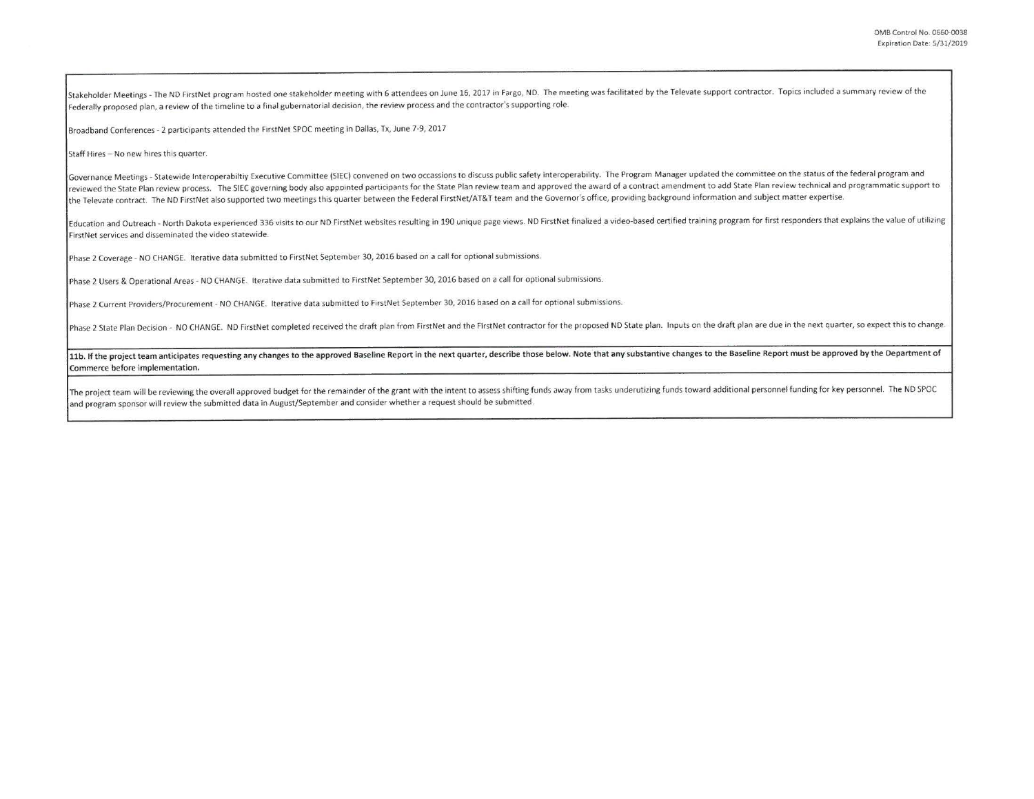Stakeholder Meetings - The ND FirstNet program hosted one stakeholder meeting with 6 attendees on June 16, 2017 in Fargo, ND. The meeting was facilitated by the Televate support contractor. Topics included a summary review of the Federally proposed plan, a review of the timeline to a final gubernatorial decision, the review process and the contractor's supporting role.

Broadband Conferences - 2 participants attended the FirstNet SPOC meeting in Dallas, Tx, June 7-9, 2017

Staff Hires – No new hires this quarter.

Governance Meetings - Statewide Interoperabiltiy Executive Committee (SIEC) convened on two occassions to discuss public safety interoperability. The Program Manager updated the committee on the status of the federal program and reviewed the State Plan review process. The SIEC governing body also appointed participants for the State Plan review team and approved the award of a contract amendment to add State Plan review technical and programmatic support to the Televate contract. The ND FirstNet also supported two meetings this quarter between the Federal FirstNet/AT&T team and the Governor's office, providing background information and subject matter expertise.

Education and Outreach - North Dakota experienced 336 visits to our ND FirstNet websites resulting in 190 unique page views. ND FirstNet finalized a video-based certified training program for first responders that explains the value of utilizing FirstNet services and disseminated the video statewide.

Phase 2 Coverage - NO CHANGE. Iterative data submitted to FirstNet September 30, 2016 based on a call for optional submissions.

Phase 2 Users & Operational Areas - NO CHANGE. Iterative data submitted to FirstNet September 30, 2016 based on a call for optional submissions.

Phase 2 Current Providers/Procurement - NO CHANGE. Iterative data submitted to FirstNet September 30, 2016 based on a call for optional submissions.

Phase 2 State Plan Decision - NO CHANGE. ND FirstNet completed received the draft plan from FirstNet and the FirstNet contractor for the proposed ND State plan. Inputs on the draft plan are due in the next quarter, so expect this to change.

**11b. If the project team anticipates requesting any changes to the approved Baseline Report in the next quarter, describe those below. Note that any substantive changes to the Baseline Report must be approved by the Department of Commerce before implementation.**

The project team will be reviewing the overall approved budget for the remainder of the grant with the intent to assess shifting funds away from tasks underutizing funds toward additional personnel funding for key personnel. The ND SPOC and program sponsor will review the submitted data in August/September and consider whether a request should be submitted.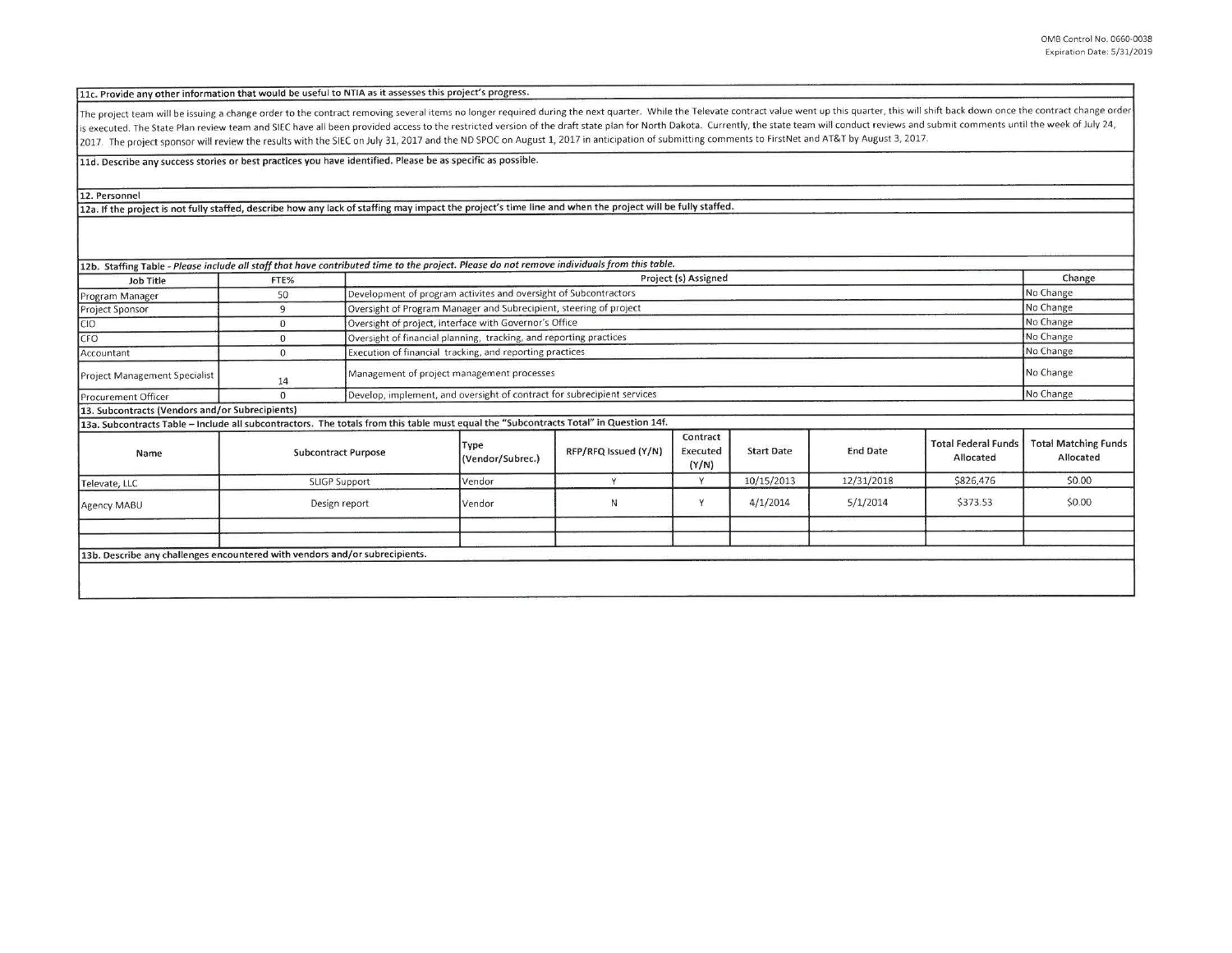**11c. Provide any other information that would be useful to NTIA as it assesses this project's progress.**

The project team will be issuing a change order to the contract removing several items no longer required during the next quarter. While the Televate contract value went up this quarter, this will shift back down once the contract change order is executed. The State Plan review team and SIEC have all been provided access to the restricted version of the draft state plan for North Dakota. Currently, the state team will conduct reviews and submit comments until the week of July 24, 2017. The project sponsor will review the results with the SIEC on July 31, 2017 and the ND SPOC on August 1, 2017 in anticipation of submitting comments to FirstNet and AT&T by August 3, 2017.

**11d. Describe any success stories or best practices you have identified. Please be as specific as possible.**

**12. Personnel**

**12a. If the project is not fully staffed, describe how any lack of staffing may impact the project's time line and when the project will be fully staffed.**

**12b. Staffing Table** - *Please include all staff that have contributed time to the project. Please do not remove individuals from this table.*

| Job Title | FTE% | Project (s) Assigned | Change |
|---|---|---|---|
| Program Manager | 50 | Development of program activites and oversight of Subcontractors | No Change |
| Project Sponsor | 9 | Oversight of Program Manager and Subrecipient, steering of project | No Change |
| CIO | 0 | Oversight of project, interface with Governor's Office | No Change |
| CFO | 0 | Oversight of financial planning, tracking, and reporting practices | No Change |
| Accountant | 0 | Execution of financial tracking, and reporting practices | No Change |
| Project Management Specialist | 14 | Management of project management processes | No Change |
| Procurement Officer | 0 | Develop, implement, and oversight of contract for subrecipient services | No Change |

**13. Subcontracts (Vendors and/or Subrecipients)**

**13a. Subcontracts Table – Include all subcontractors. The totals from this table must equal the "Subcontracts Total" in Question 14f.**

| Name | Subcontract Purpose | Type (Vendor/Subrec.) | RFP/RFQ Issued (Y/N) | Contract Executed (Y/N) | Start Date | End Date | Total Federal Funds Allocated | Total Matching Funds Allocated |
|---|---|---|---|---|---|---|---|---|
| Televate, LLC | SLIGP Support | Vendor | Y | Y | 10/15/2013 | 12/31/2018 | $826,476 | $0.00 |
| Agency MABU | Design report | Vendor | N | Y | 4/1/2014 | 5/1/2014 | $373.53 | $0.00 |
| | | | | | | | | |
| | | | | | | | | |

**13b. Describe any challenges encountered with vendors and/or subrecipients.**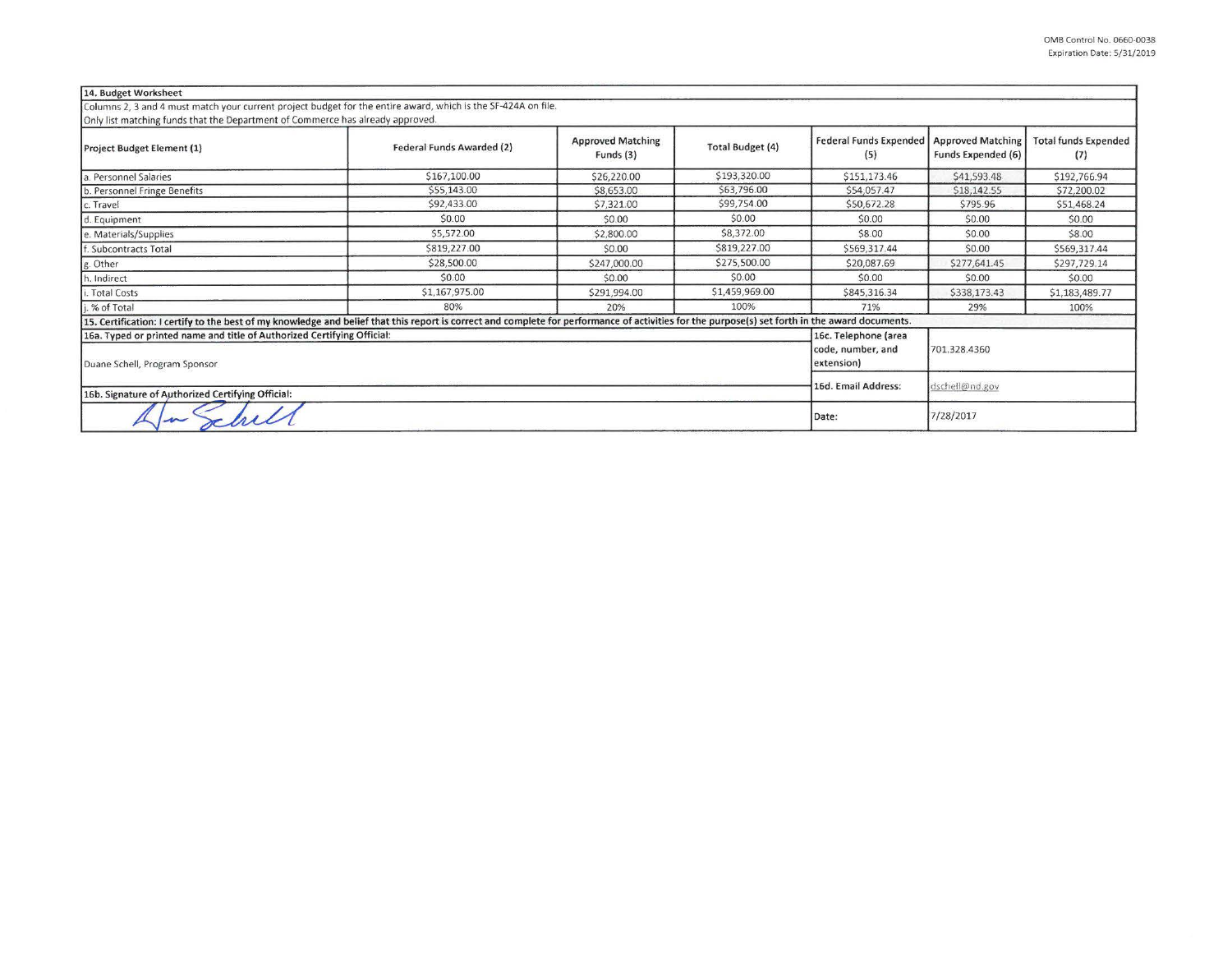OMB Control No. 0660-0038
Expiration Date: 5/31/2019

| 14. Budget Worksheet | | | | | | |
|---|---|---|---|---|---|---|
| Columns 2, 3 and 4 must match your current project budget for the entire award, which is the SF-424A on file. Only list matching funds that the Department of Commerce has already approved. | | | | | | |
| Project Budget Element (1) | Federal Funds Awarded (2) | Approved Matching Funds (3) | Total Budget (4) | Federal Funds Expended (5) | Approved Matching Funds Expended (6) | Total funds Expended (7) |
| a. Personnel Salaries | $167,100.00 | $26,220.00 | $193,320.00 | $151,173.46 | $41,593.48 | $192,766.94 |
| b. Personnel Fringe Benefits | $55,143.00 | $8,653.00 | $63,796.00 | $54,057.47 | $18,142.55 | $72,200.02 |
| c. Travel | $92,433.00 | $7,321.00 | $99,754.00 | $50,672.28 | $795.96 | $51,468.24 |
| d. Equipment | $0.00 | $0.00 | $0.00 | $0.00 | $0.00 | $0.00 |
| e. Materials/Supplies | $5,572.00 | $2,800.00 | $8,372.00 | $8.00 | $0.00 | $8.00 |
| f. Subcontracts Total | $819,227.00 | $0.00 | $819,227.00 | $569,317.44 | $0.00 | $569,317.44 |
| g. Other | $28,500.00 | $247,000.00 | $275,500.00 | $20,087.69 | $277,641.45 | $297,729.14 |
| h. Indirect | $0.00 | $0.00 | $0.00 | $0.00 | $0.00 | $0.00 |
| i. Total Costs | $1,167,975.00 | $291,994.00 | $1,459,969.00 | $845,316.34 | $338,173.43 | $1,183,489.77 |
| j. % of Total | 80% | 20% | 100% | 71% | 29% | 100% |

**15. Certification: I certify to the best of my knowledge and belief that this report is correct and complete for performance of activities for the purpose(s) set forth in the award documents.**

| | | |
|---|---|---|
| **16a. Typed or printed name and title of Authorized Certifying Official:** Duane Schell, Program Sponsor | **16c. Telephone (area code, number, and extension)** | 701.328.4360 |
| **16b. Signature of Authorized Certifying Official:** [signature] | **16d. Email Address:** | dschell@nd.gov |
| | Date: | 7/28/2017 |